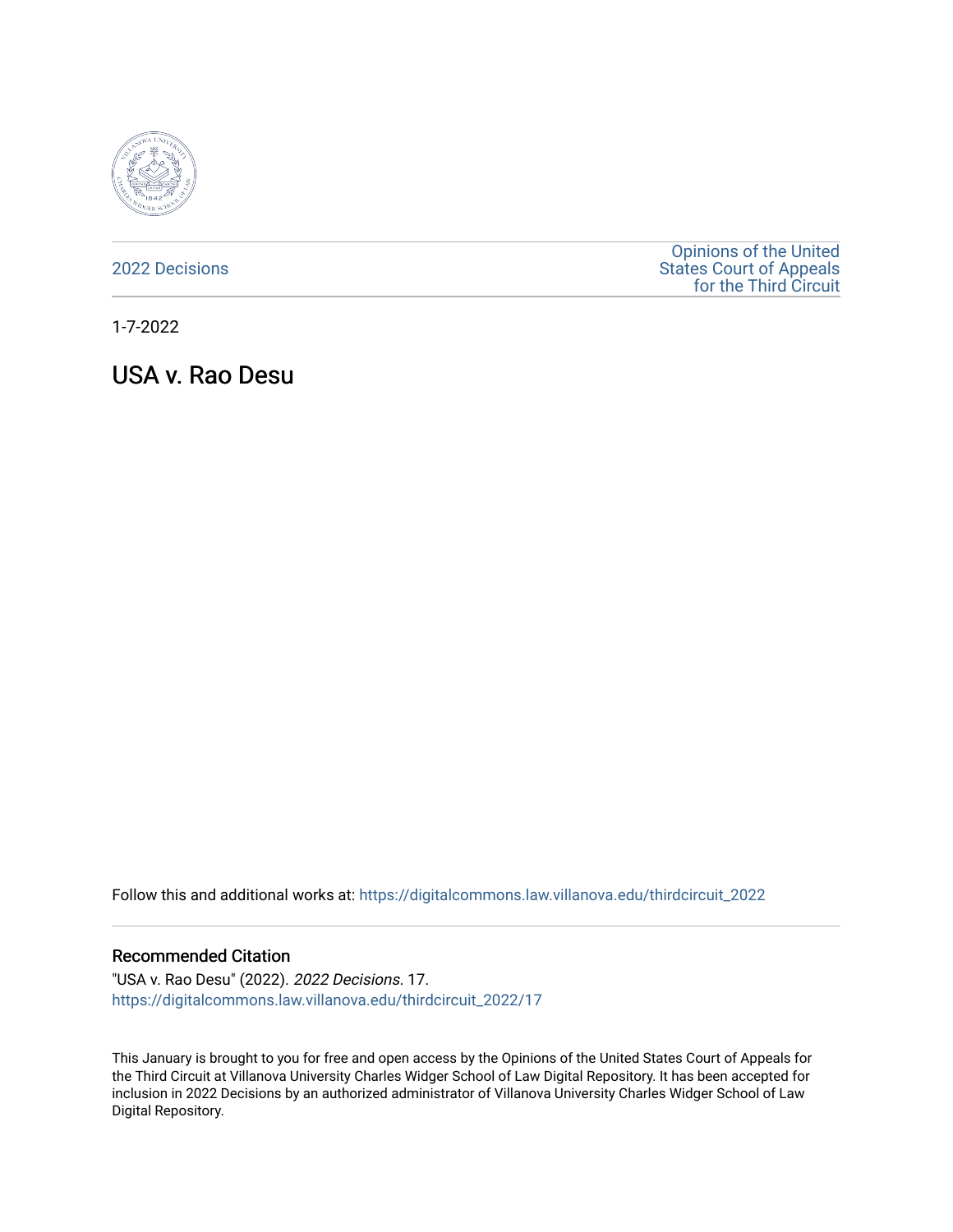2022 Decisions

Opinions of the United States Court of Appeals for the Third Circuit

1-7-2022

# USA v. Rao Desu

Follow this and additional works at: https://digitalcommons.law.villanova.edu/thirdcircuit_2022

## Recommended Citation

"USA v. Rao Desu" (2022). *2022 Decisions*. 17.
https://digitalcommons.law.villanova.edu/thirdcircuit_2022/17

This January is brought to you for free and open access by the Opinions of the United States Court of Appeals for the Third Circuit at Villanova University Charles Widger School of Law Digital Repository. It has been accepted for inclusion in 2022 Decisions by an authorized administrator of Villanova University Charles Widger School of Law Digital Repository.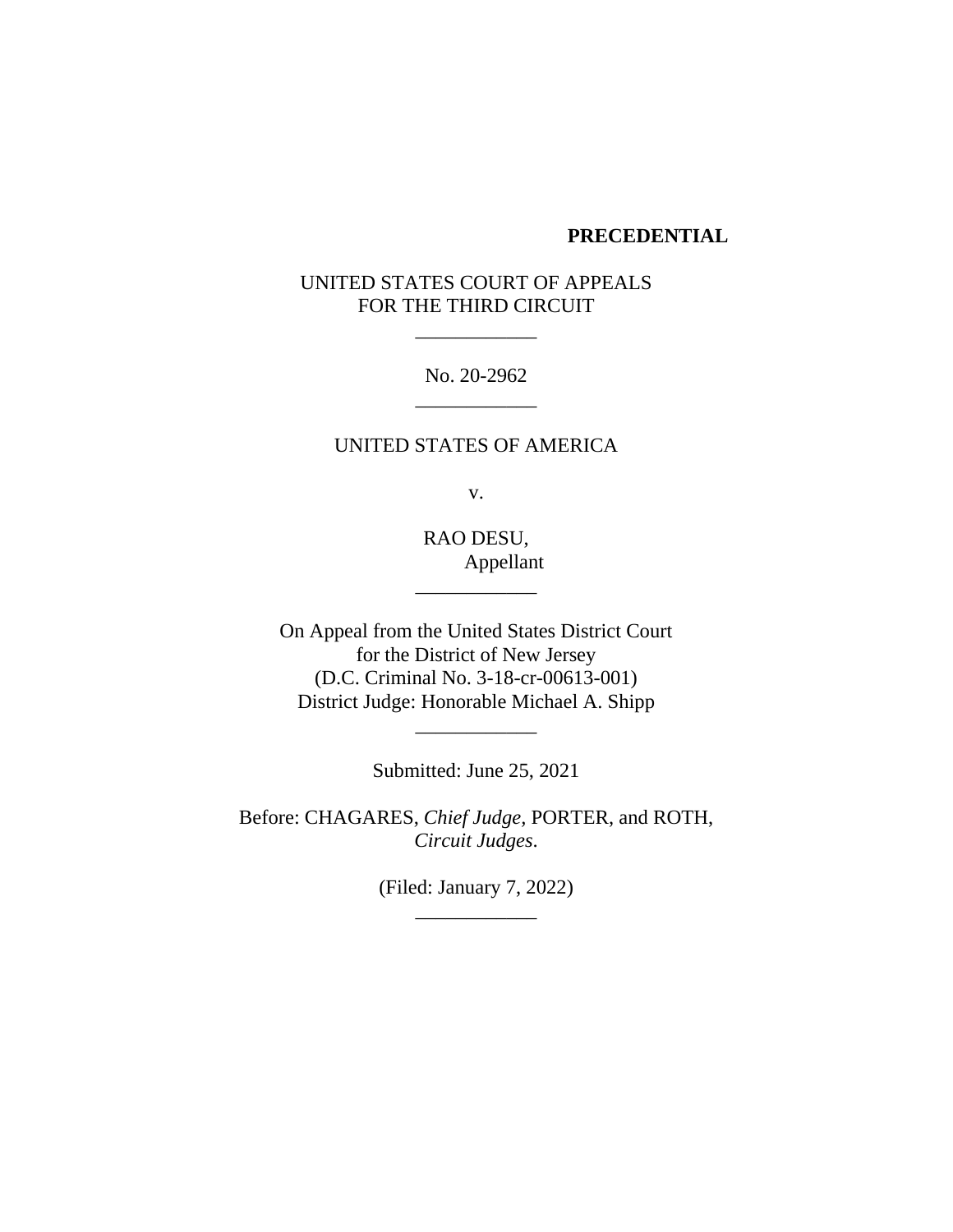**PRECEDENTIAL**

UNITED STATES COURT OF APPEALS
FOR THE THIRD CIRCUIT

\_\_\_\_\_\_\_\_\_\_\_\_

No. 20-2962

\_\_\_\_\_\_\_\_\_\_\_\_

UNITED STATES OF AMERICA

v.

RAO DESU,
Appellant

\_\_\_\_\_\_\_\_\_\_\_\_

On Appeal from the United States District Court
for the District of New Jersey
(D.C. Criminal No. 3-18-cr-00613-001)
District Judge: Honorable Michael A. Shipp

\_\_\_\_\_\_\_\_\_\_\_\_

Submitted: June 25, 2021

Before: CHAGARES, *Chief Judge,* PORTER, and ROTH, *Circuit Judges*.

(Filed: January 7, 2022)

\_\_\_\_\_\_\_\_\_\_\_\_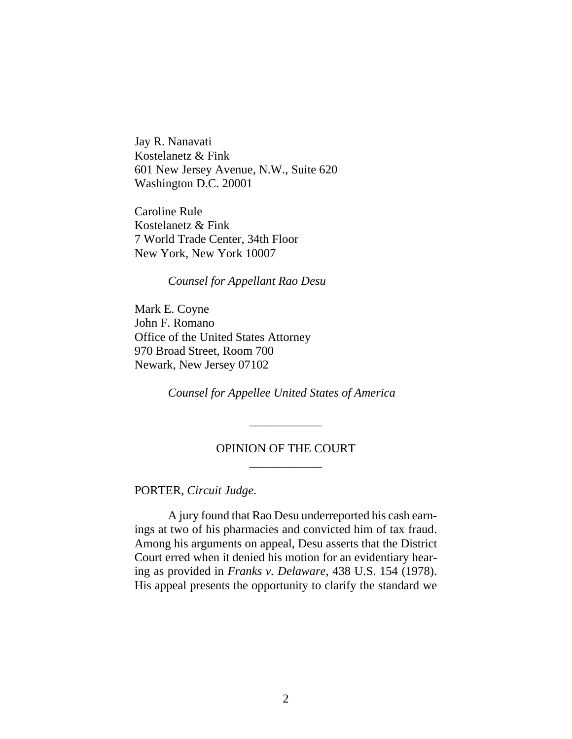Jay R. Nanavati
Kostelanetz & Fink
601 New Jersey Avenue, N.W., Suite 620
Washington D.C. 20001

Caroline Rule
Kostelanetz & Fink
7 World Trade Center, 34th Floor
New York, New York 10007

*Counsel for Appellant Rao Desu*

Mark E. Coyne
John F. Romano
Office of the United States Attorney
970 Broad Street, Room 700
Newark, New Jersey 07102

*Counsel for Appellee United States of America*

OPINION OF THE COURT

PORTER, *Circuit Judge*.

A jury found that Rao Desu underreported his cash earnings at two of his pharmacies and convicted him of tax fraud. Among his arguments on appeal, Desu asserts that the District Court erred when it denied his motion for an evidentiary hearing as provided in *Franks v. Delaware*, 438 U.S. 154 (1978). His appeal presents the opportunity to clarify the standard we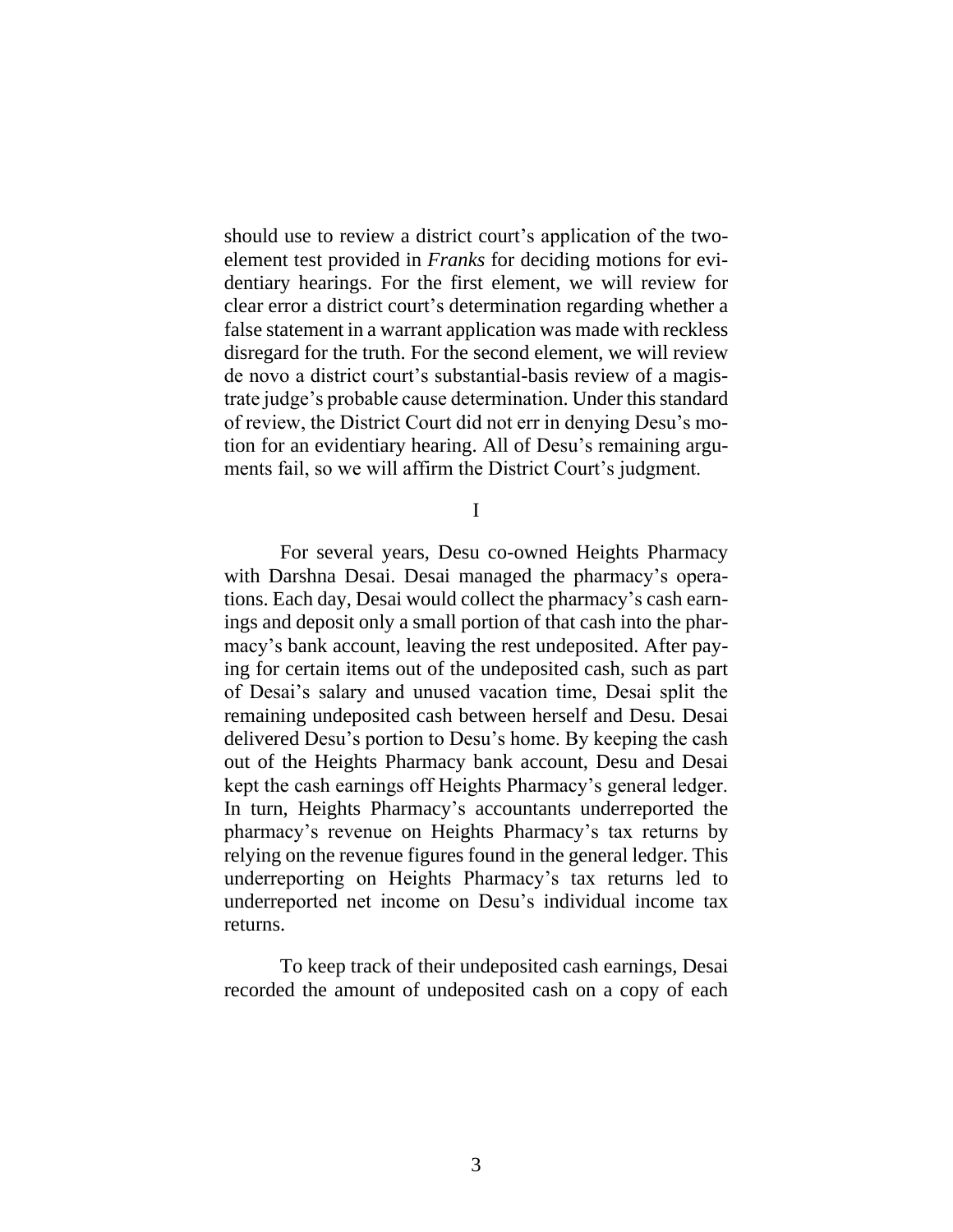should use to review a district court's application of the two-element test provided in *Franks* for deciding motions for evidentiary hearings. For the first element, we will review for clear error a district court's determination regarding whether a false statement in a warrant application was made with reckless disregard for the truth. For the second element, we will review de novo a district court's substantial-basis review of a magistrate judge's probable cause determination. Under this standard of review, the District Court did not err in denying Desu's motion for an evidentiary hearing. All of Desu's remaining arguments fail, so we will affirm the District Court's judgment.

# I

For several years, Desu co-owned Heights Pharmacy with Darshna Desai. Desai managed the pharmacy's operations. Each day, Desai would collect the pharmacy's cash earnings and deposit only a small portion of that cash into the pharmacy's bank account, leaving the rest undeposited. After paying for certain items out of the undeposited cash, such as part of Desai's salary and unused vacation time, Desai split the remaining undeposited cash between herself and Desu. Desai delivered Desu's portion to Desu's home. By keeping the cash out of the Heights Pharmacy bank account, Desu and Desai kept the cash earnings off Heights Pharmacy's general ledger. In turn, Heights Pharmacy's accountants underreported the pharmacy's revenue on Heights Pharmacy's tax returns by relying on the revenue figures found in the general ledger. This underreporting on Heights Pharmacy's tax returns led to underreported net income on Desu's individual income tax returns.

To keep track of their undeposited cash earnings, Desai recorded the amount of undeposited cash on a copy of each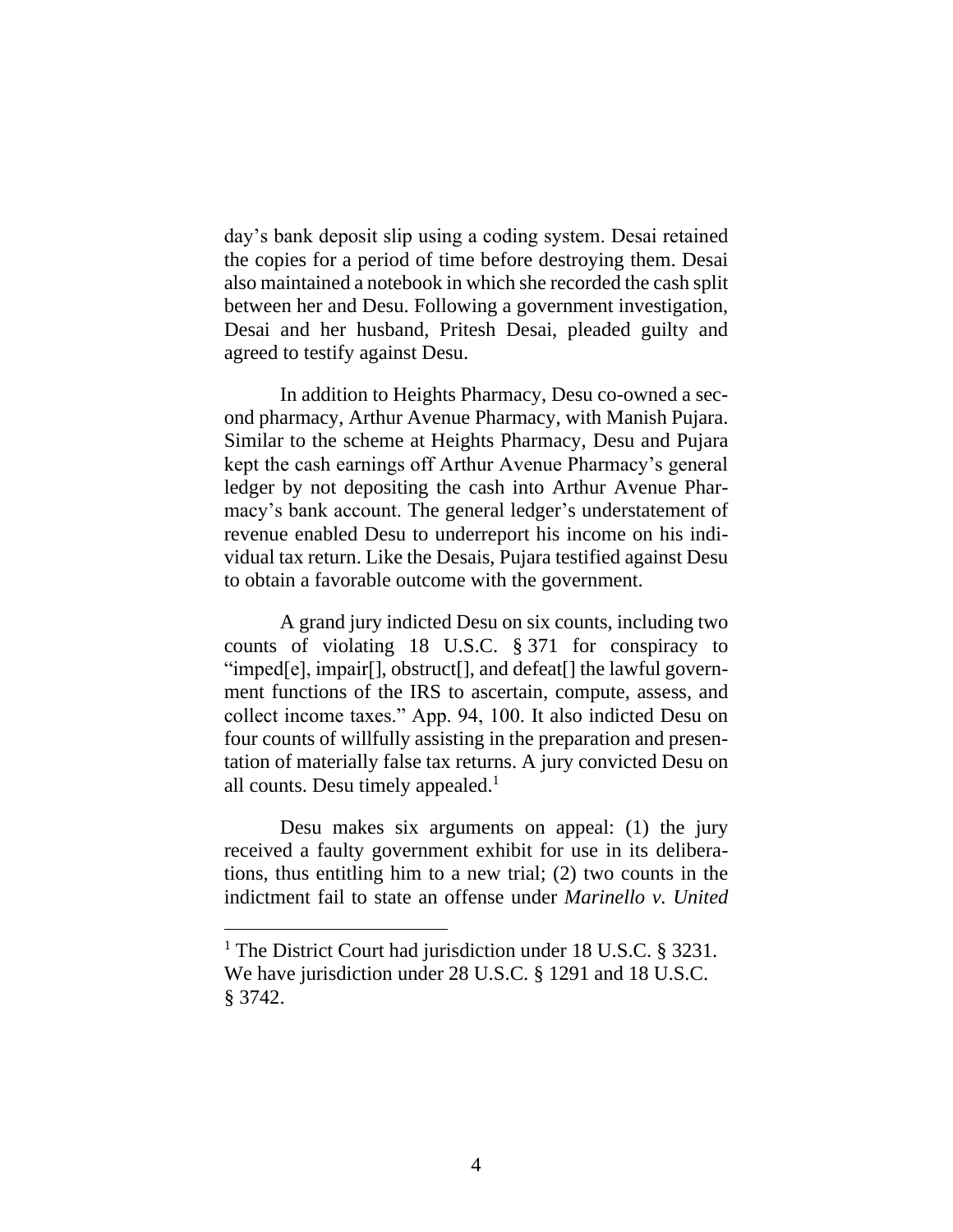day's bank deposit slip using a coding system. Desai retained the copies for a period of time before destroying them. Desai also maintained a notebook in which she recorded the cash split between her and Desu. Following a government investigation, Desai and her husband, Pritesh Desai, pleaded guilty and agreed to testify against Desu.

In addition to Heights Pharmacy, Desu co-owned a second pharmacy, Arthur Avenue Pharmacy, with Manish Pujara. Similar to the scheme at Heights Pharmacy, Desu and Pujara kept the cash earnings off Arthur Avenue Pharmacy's general ledger by not depositing the cash into Arthur Avenue Pharmacy's bank account. The general ledger's understatement of revenue enabled Desu to underreport his income on his individual tax return. Like the Desais, Pujara testified against Desu to obtain a favorable outcome with the government.

A grand jury indicted Desu on six counts, including two counts of violating 18 U.S.C. § 371 for conspiracy to "imped[e], impair[], obstruct[], and defeat[] the lawful government functions of the IRS to ascertain, compute, assess, and collect income taxes." App. 94, 100. It also indicted Desu on four counts of willfully assisting in the preparation and presentation of materially false tax returns. A jury convicted Desu on all counts. Desu timely appealed.[1]

Desu makes six arguments on appeal: (1) the jury received a faulty government exhibit for use in its deliberations, thus entitling him to a new trial; (2) two counts in the indictment fail to state an offense under *Marinello v. United*

---

[1] The District Court had jurisdiction under 18 U.S.C. § 3231. We have jurisdiction under 28 U.S.C. § 1291 and 18 U.S.C. § 3742.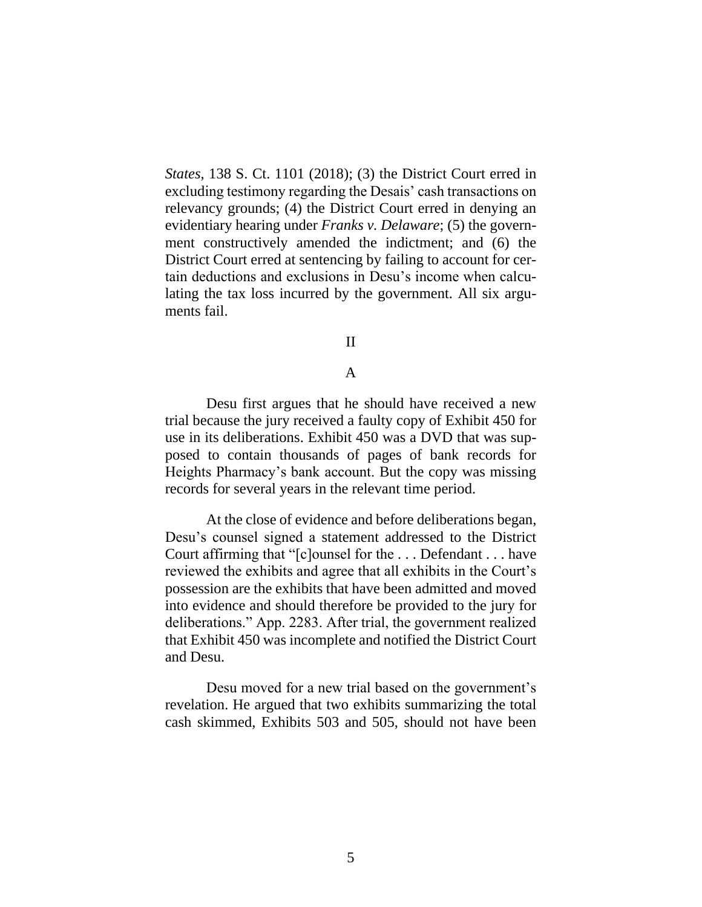*States*, 138 S. Ct. 1101 (2018); (3) the District Court erred in excluding testimony regarding the Desais' cash transactions on relevancy grounds; (4) the District Court erred in denying an evidentiary hearing under *Franks v. Delaware*; (5) the government constructively amended the indictment; and (6) the District Court erred at sentencing by failing to account for certain deductions and exclusions in Desu's income when calculating the tax loss incurred by the government. All six arguments fail.

## II

### A

Desu first argues that he should have received a new trial because the jury received a faulty copy of Exhibit 450 for use in its deliberations. Exhibit 450 was a DVD that was supposed to contain thousands of pages of bank records for Heights Pharmacy's bank account. But the copy was missing records for several years in the relevant time period.

At the close of evidence and before deliberations began, Desu's counsel signed a statement addressed to the District Court affirming that "[c]ounsel for the . . . Defendant . . . have reviewed the exhibits and agree that all exhibits in the Court's possession are the exhibits that have been admitted and moved into evidence and should therefore be provided to the jury for deliberations." App. 2283. After trial, the government realized that Exhibit 450 was incomplete and notified the District Court and Desu.

Desu moved for a new trial based on the government's revelation. He argued that two exhibits summarizing the total cash skimmed, Exhibits 503 and 505, should not have been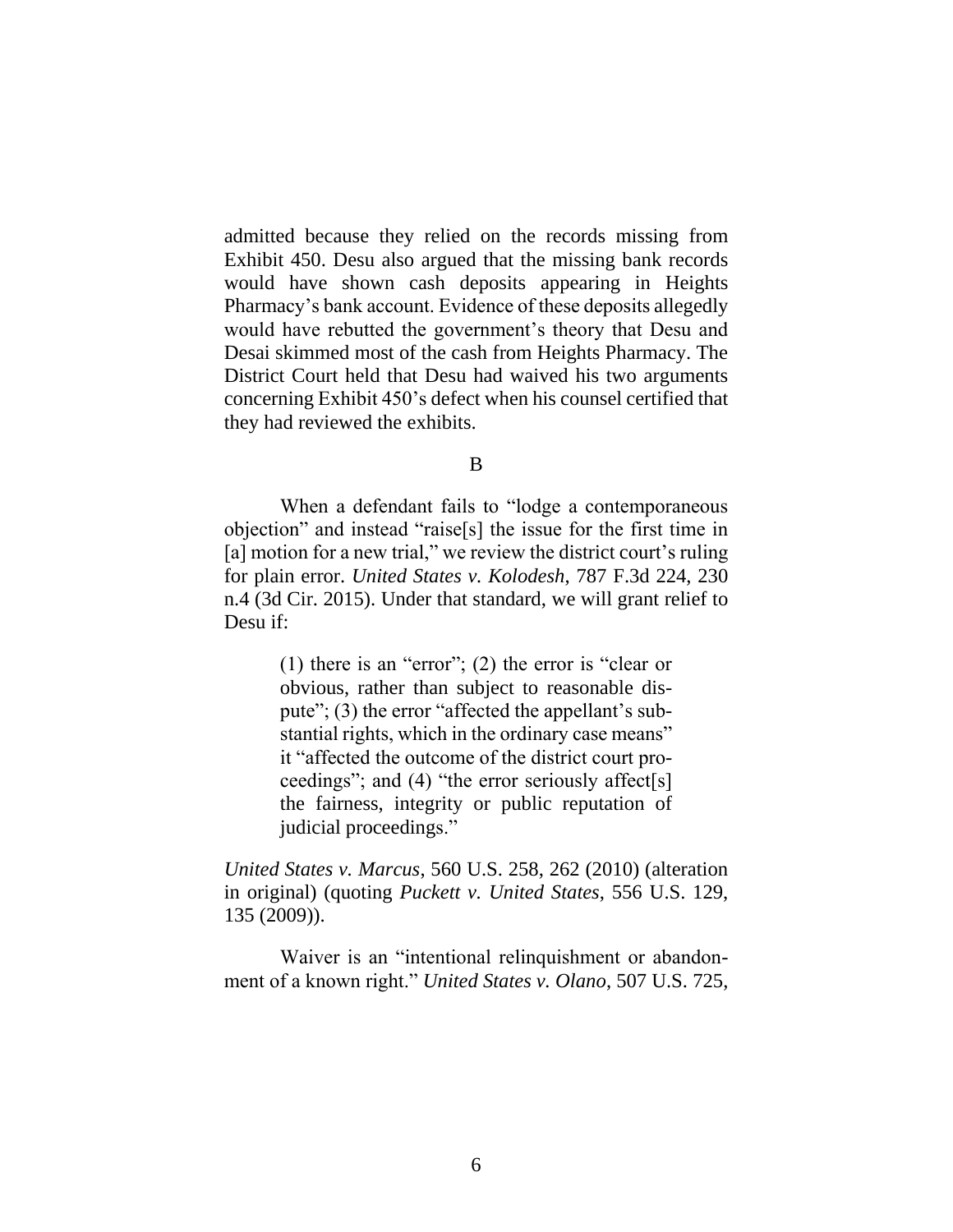admitted because they relied on the records missing from Exhibit 450. Desu also argued that the missing bank records would have shown cash deposits appearing in Heights Pharmacy's bank account. Evidence of these deposits allegedly would have rebutted the government's theory that Desu and Desai skimmed most of the cash from Heights Pharmacy. The District Court held that Desu had waived his two arguments concerning Exhibit 450's defect when his counsel certified that they had reviewed the exhibits.

B

When a defendant fails to "lodge a contemporaneous objection" and instead "raise[s] the issue for the first time in [a] motion for a new trial," we review the district court's ruling for plain error. *United States v. Kolodesh*, 787 F.3d 224, 230 n.4 (3d Cir. 2015). Under that standard, we will grant relief to Desu if:

> (1) there is an "error"; (2) the error is "clear or obvious, rather than subject to reasonable dispute"; (3) the error "affected the appellant's substantial rights, which in the ordinary case means" it "affected the outcome of the district court proceedings"; and (4) "the error seriously affect[s] the fairness, integrity or public reputation of judicial proceedings."

*United States v. Marcus*, 560 U.S. 258, 262 (2010) (alteration in original) (quoting *Puckett v. United States*, 556 U.S. 129, 135 (2009)).

Waiver is an "intentional relinquishment or abandonment of a known right." *United States v. Olano*, 507 U.S. 725,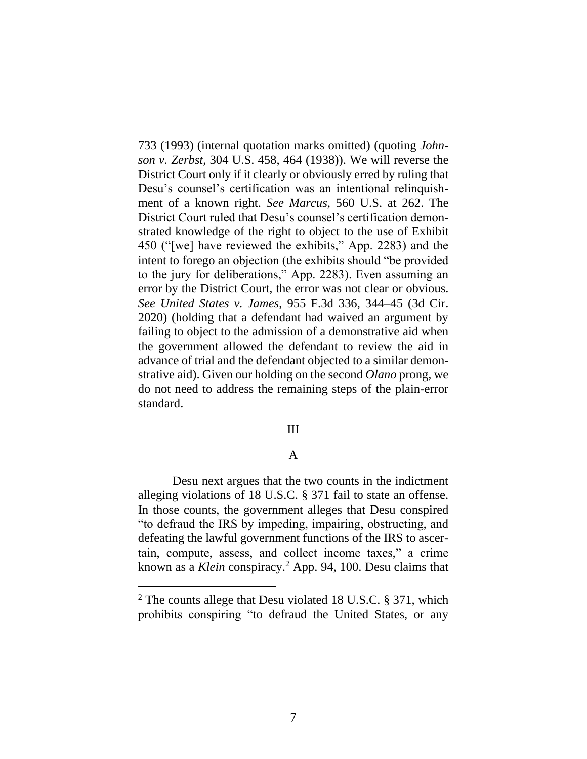733 (1993) (internal quotation marks omitted) (quoting *Johnson v. Zerbst*, 304 U.S. 458, 464 (1938)). We will reverse the District Court only if it clearly or obviously erred by ruling that Desu's counsel's certification was an intentional relinquishment of a known right. *See Marcus*, 560 U.S. at 262. The District Court ruled that Desu's counsel's certification demonstrated knowledge of the right to object to the use of Exhibit 450 ("[we] have reviewed the exhibits," App. 2283) and the intent to forego an objection (the exhibits should "be provided to the jury for deliberations," App. 2283). Even assuming an error by the District Court, the error was not clear or obvious. *See United States v. James*, 955 F.3d 336, 344–45 (3d Cir. 2020) (holding that a defendant had waived an argument by failing to object to the admission of a demonstrative aid when the government allowed the defendant to review the aid in advance of trial and the defendant objected to a similar demonstrative aid). Given our holding on the second *Olano* prong, we do not need to address the remaining steps of the plain-error standard.

## III

### A

Desu next argues that the two counts in the indictment alleging violations of 18 U.S.C. § 371 fail to state an offense. In those counts, the government alleges that Desu conspired "to defraud the IRS by impeding, impairing, obstructing, and defeating the lawful government functions of the IRS to ascertain, compute, assess, and collect income taxes," a crime known as a *Klein* conspiracy.[2] App. 94, 100. Desu claims that

[2] The counts allege that Desu violated 18 U.S.C. § 371, which prohibits conspiring "to defraud the United States, or any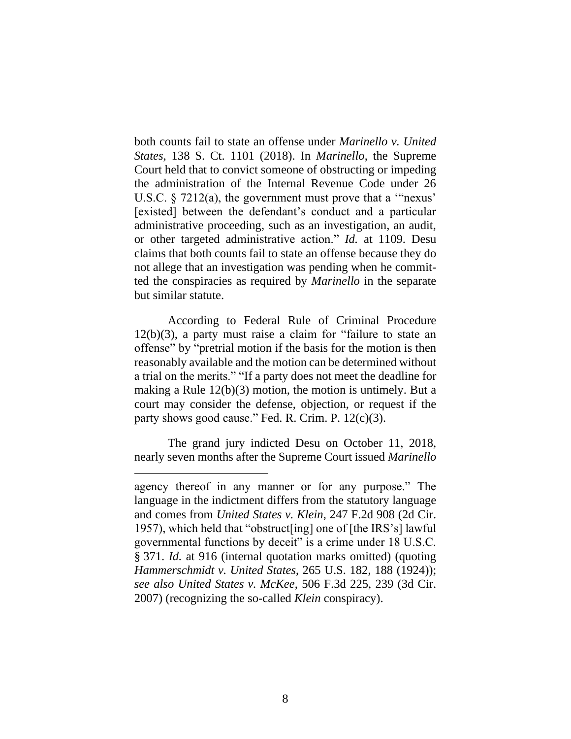both counts fail to state an offense under *Marinello v. United States*, 138 S. Ct. 1101 (2018). In *Marinello*, the Supreme Court held that to convict someone of obstructing or impeding the administration of the Internal Revenue Code under 26 U.S.C. § 7212(a), the government must prove that a '"nexus' [existed] between the defendant's conduct and a particular administrative proceeding, such as an investigation, an audit, or other targeted administrative action." *Id.* at 1109. Desu claims that both counts fail to state an offense because they do not allege that an investigation was pending when he committed the conspiracies as required by *Marinello* in the separate but similar statute.

According to Federal Rule of Criminal Procedure 12(b)(3), a party must raise a claim for "failure to state an offense" by "pretrial motion if the basis for the motion is then reasonably available and the motion can be determined without a trial on the merits." "If a party does not meet the deadline for making a Rule 12(b)(3) motion, the motion is untimely. But a court may consider the defense, objection, or request if the party shows good cause." Fed. R. Crim. P. 12(c)(3).

The grand jury indicted Desu on October 11, 2018, nearly seven months after the Supreme Court issued *Marinello*

---

agency thereof in any manner or for any purpose." The language in the indictment differs from the statutory language and comes from *United States v. Klein*, 247 F.2d 908 (2d Cir. 1957), which held that "obstruct[ing] one of [the IRS's] lawful governmental functions by deceit" is a crime under 18 U.S.C. § 371. *Id.* at 916 (internal quotation marks omitted) (quoting *Hammerschmidt v. United States*, 265 U.S. 182, 188 (1924)); *see also United States v. McKee*, 506 F.3d 225, 239 (3d Cir. 2007) (recognizing the so-called *Klein* conspiracy).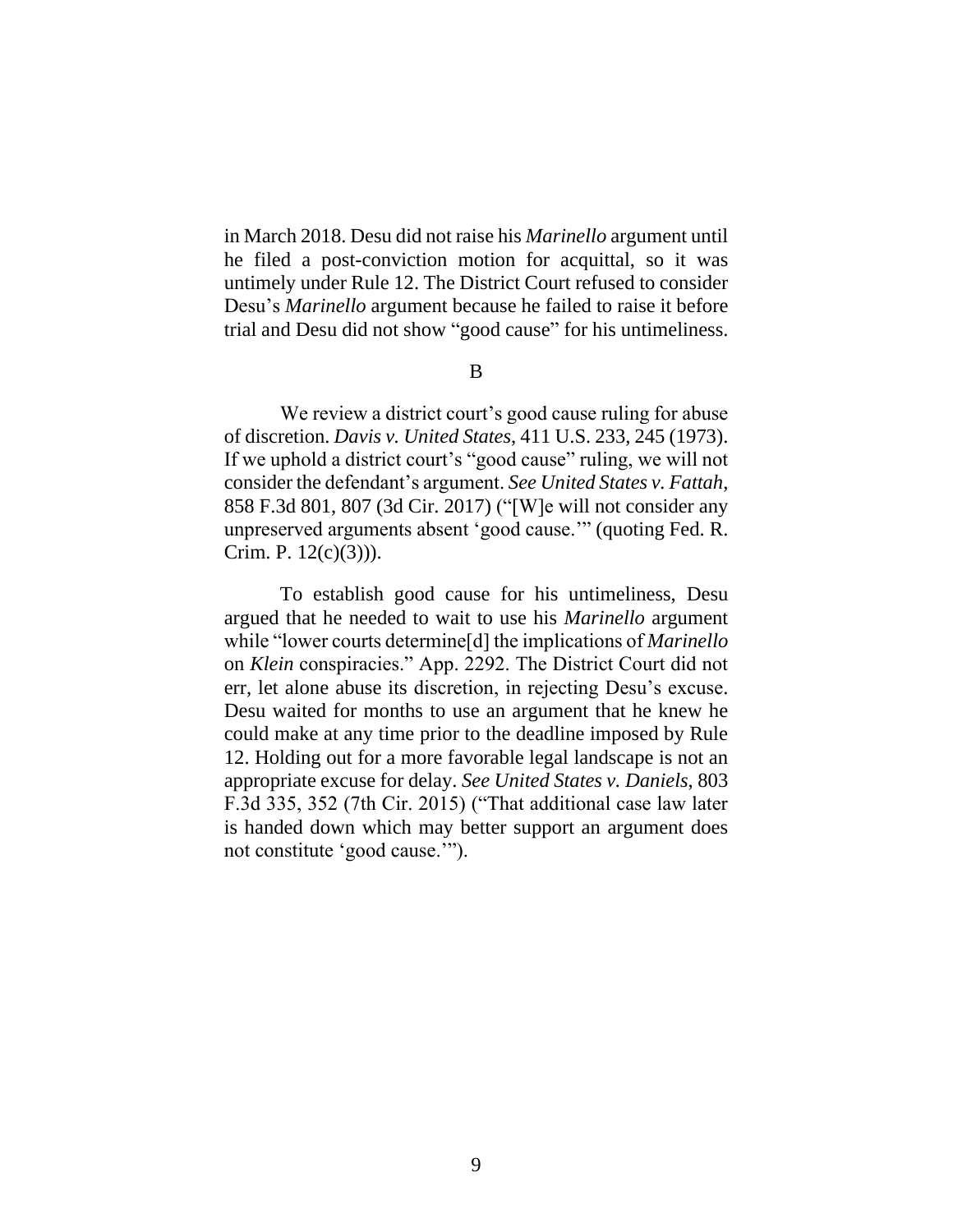in March 2018. Desu did not raise his *Marinello* argument until he filed a post-conviction motion for acquittal, so it was untimely under Rule 12. The District Court refused to consider Desu's *Marinello* argument because he failed to raise it before trial and Desu did not show "good cause" for his untimeliness.

B

We review a district court's good cause ruling for abuse of discretion. *Davis v. United States*, 411 U.S. 233, 245 (1973). If we uphold a district court's "good cause" ruling, we will not consider the defendant's argument. *See United States v. Fattah*, 858 F.3d 801, 807 (3d Cir. 2017) ("[W]e will not consider any unpreserved arguments absent 'good cause.'" (quoting Fed. R. Crim. P. 12(c)(3))).

To establish good cause for his untimeliness, Desu argued that he needed to wait to use his *Marinello* argument while "lower courts determine[d] the implications of *Marinello* on *Klein* conspiracies." App. 2292. The District Court did not err, let alone abuse its discretion, in rejecting Desu's excuse. Desu waited for months to use an argument that he knew he could make at any time prior to the deadline imposed by Rule 12. Holding out for a more favorable legal landscape is not an appropriate excuse for delay. *See United States v. Daniels*, 803 F.3d 335, 352 (7th Cir. 2015) ("That additional case law later is handed down which may better support an argument does not constitute 'good cause.'").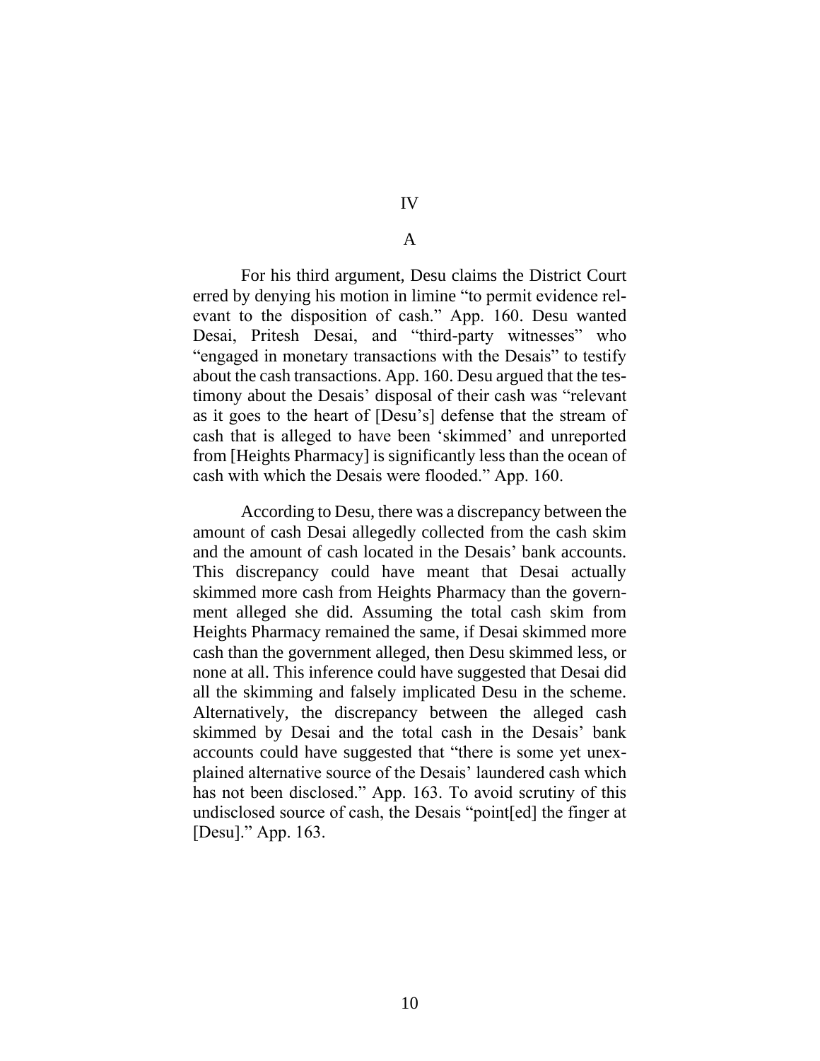# IV

## A

For his third argument, Desu claims the District Court erred by denying his motion in limine "to permit evidence relevant to the disposition of cash." App. 160. Desu wanted Desai, Pritesh Desai, and "third-party witnesses" who "engaged in monetary transactions with the Desais" to testify about the cash transactions. App. 160. Desu argued that the testimony about the Desais' disposal of their cash was "relevant as it goes to the heart of [Desu's] defense that the stream of cash that is alleged to have been 'skimmed' and unreported from [Heights Pharmacy] is significantly less than the ocean of cash with which the Desais were flooded." App. 160.

According to Desu, there was a discrepancy between the amount of cash Desai allegedly collected from the cash skim and the amount of cash located in the Desais' bank accounts. This discrepancy could have meant that Desai actually skimmed more cash from Heights Pharmacy than the government alleged she did. Assuming the total cash skim from Heights Pharmacy remained the same, if Desai skimmed more cash than the government alleged, then Desu skimmed less, or none at all. This inference could have suggested that Desai did all the skimming and falsely implicated Desu in the scheme. Alternatively, the discrepancy between the alleged cash skimmed by Desai and the total cash in the Desais' bank accounts could have suggested that "there is some yet unexplained alternative source of the Desais' laundered cash which has not been disclosed." App. 163. To avoid scrutiny of this undisclosed source of cash, the Desais "point[ed] the finger at [Desu]." App. 163.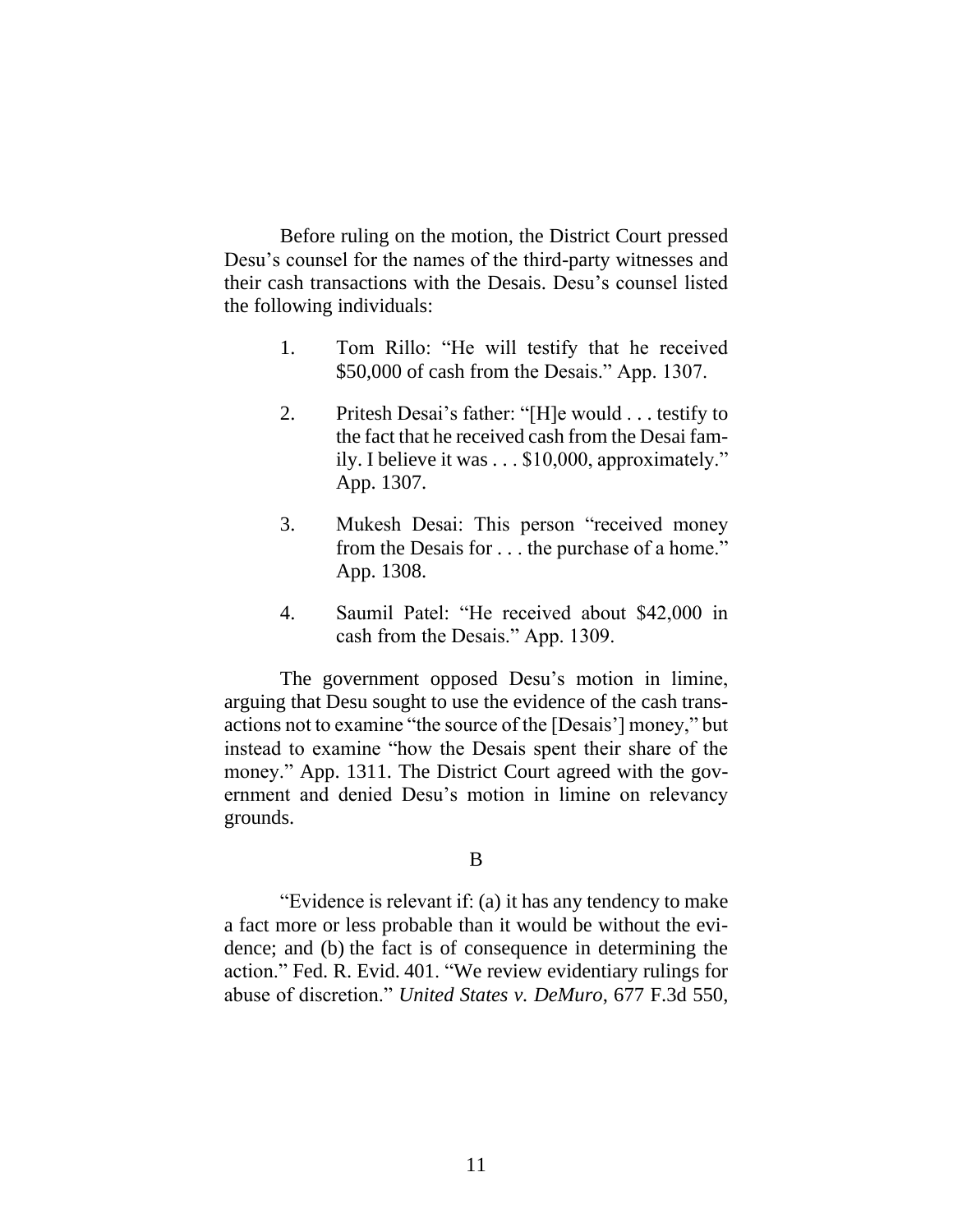Before ruling on the motion, the District Court pressed Desu's counsel for the names of the third-party witnesses and their cash transactions with the Desais. Desu's counsel listed the following individuals:

1. Tom Rillo: "He will testify that he received $50,000 of cash from the Desais." App. 1307.

2. Pritesh Desai's father: "[H]e would . . . testify to the fact that he received cash from the Desai family. I believe it was . . . $10,000, approximately." App. 1307.

3. Mukesh Desai: This person "received money from the Desais for . . . the purchase of a home." App. 1308.

4. Saumil Patel: "He received about $42,000 in cash from the Desais." App. 1309.

The government opposed Desu's motion in limine, arguing that Desu sought to use the evidence of the cash transactions not to examine "the source of the [Desais'] money," but instead to examine "how the Desais spent their share of the money." App. 1311. The District Court agreed with the government and denied Desu's motion in limine on relevancy grounds.

B

"Evidence is relevant if: (a) it has any tendency to make a fact more or less probable than it would be without the evidence; and (b) the fact is of consequence in determining the action." Fed. R. Evid. 401. "We review evidentiary rulings for abuse of discretion." *United States v. DeMuro*, 677 F.3d 550,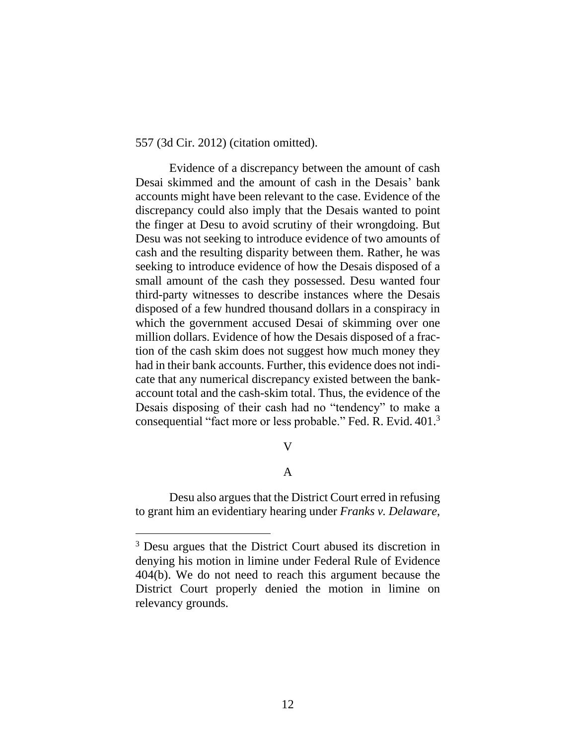557 (3d Cir. 2012) (citation omitted).

Evidence of a discrepancy between the amount of cash Desai skimmed and the amount of cash in the Desais' bank accounts might have been relevant to the case. Evidence of the discrepancy could also imply that the Desais wanted to point the finger at Desu to avoid scrutiny of their wrongdoing. But Desu was not seeking to introduce evidence of two amounts of cash and the resulting disparity between them. Rather, he was seeking to introduce evidence of how the Desais disposed of a small amount of the cash they possessed. Desu wanted four third-party witnesses to describe instances where the Desais disposed of a few hundred thousand dollars in a conspiracy in which the government accused Desai of skimming over one million dollars. Evidence of how the Desais disposed of a fraction of the cash skim does not suggest how much money they had in their bank accounts. Further, this evidence does not indicate that any numerical discrepancy existed between the bank-account total and the cash-skim total. Thus, the evidence of the Desais disposing of their cash had no "tendency" to make a consequential "fact more or less probable." Fed. R. Evid. 401.[3]

## V

### A

Desu also argues that the District Court erred in refusing to grant him an evidentiary hearing under *Franks v. Delaware*,

[3] Desu argues that the District Court abused its discretion in denying his motion in limine under Federal Rule of Evidence 404(b). We do not need to reach this argument because the District Court properly denied the motion in limine on relevancy grounds.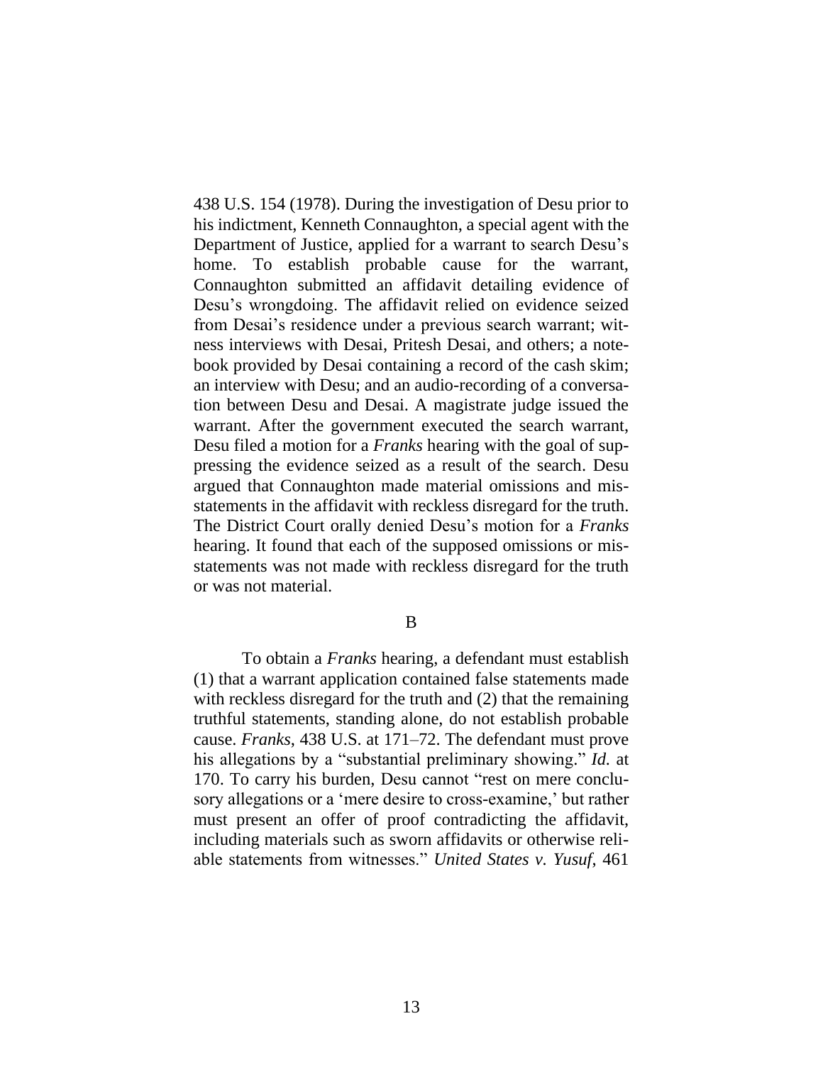438 U.S. 154 (1978). During the investigation of Desu prior to his indictment, Kenneth Connaughton, a special agent with the Department of Justice, applied for a warrant to search Desu's home. To establish probable cause for the warrant, Connaughton submitted an affidavit detailing evidence of Desu's wrongdoing. The affidavit relied on evidence seized from Desai's residence under a previous search warrant; witness interviews with Desai, Pritesh Desai, and others; a notebook provided by Desai containing a record of the cash skim; an interview with Desu; and an audio-recording of a conversation between Desu and Desai. A magistrate judge issued the warrant. After the government executed the search warrant, Desu filed a motion for a *Franks* hearing with the goal of suppressing the evidence seized as a result of the search. Desu argued that Connaughton made material omissions and misstatements in the affidavit with reckless disregard for the truth. The District Court orally denied Desu's motion for a *Franks* hearing. It found that each of the supposed omissions or misstatements was not made with reckless disregard for the truth or was not material.

B

To obtain a *Franks* hearing, a defendant must establish (1) that a warrant application contained false statements made with reckless disregard for the truth and (2) that the remaining truthful statements, standing alone, do not establish probable cause. *Franks*, 438 U.S. at 171–72. The defendant must prove his allegations by a "substantial preliminary showing." *Id.* at 170. To carry his burden, Desu cannot "rest on mere conclusory allegations or a 'mere desire to cross-examine,' but rather must present an offer of proof contradicting the affidavit, including materials such as sworn affidavits or otherwise reliable statements from witnesses." *United States v. Yusuf*, 461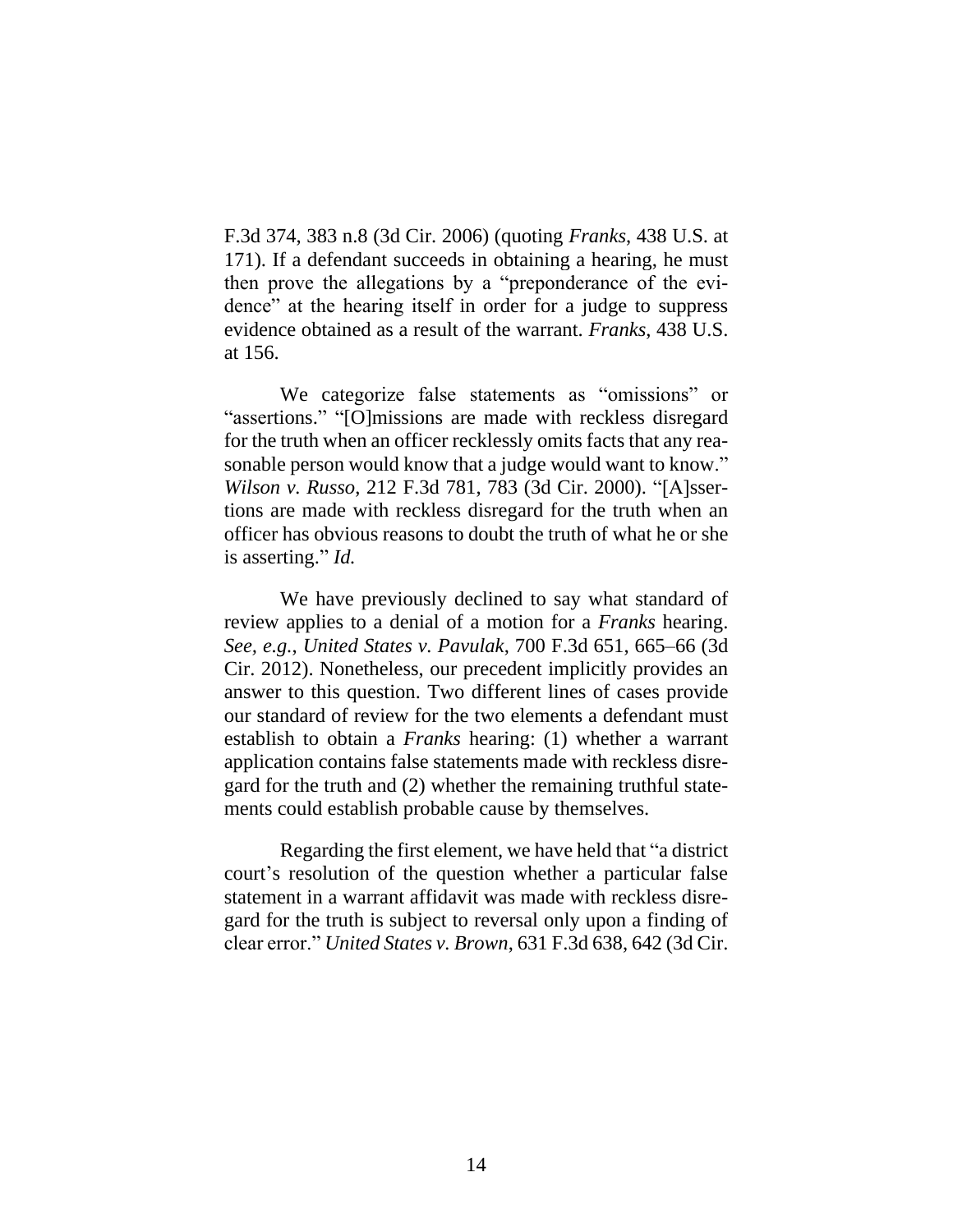F.3d 374, 383 n.8 (3d Cir. 2006) (quoting *Franks*, 438 U.S. at 171). If a defendant succeeds in obtaining a hearing, he must then prove the allegations by a "preponderance of the evidence" at the hearing itself in order for a judge to suppress evidence obtained as a result of the warrant. *Franks*, 438 U.S. at 156.

We categorize false statements as "omissions" or "assertions." "[O]missions are made with reckless disregard for the truth when an officer recklessly omits facts that any reasonable person would know that a judge would want to know." *Wilson v. Russo*, 212 F.3d 781, 783 (3d Cir. 2000). "[A]ssertions are made with reckless disregard for the truth when an officer has obvious reasons to doubt the truth of what he or she is asserting." *Id.*

We have previously declined to say what standard of review applies to a denial of a motion for a *Franks* hearing. *See, e.g.*, *United States v. Pavulak*, 700 F.3d 651, 665–66 (3d Cir. 2012). Nonetheless, our precedent implicitly provides an answer to this question. Two different lines of cases provide our standard of review for the two elements a defendant must establish to obtain a *Franks* hearing: (1) whether a warrant application contains false statements made with reckless disregard for the truth and (2) whether the remaining truthful statements could establish probable cause by themselves.

Regarding the first element, we have held that "a district court's resolution of the question whether a particular false statement in a warrant affidavit was made with reckless disregard for the truth is subject to reversal only upon a finding of clear error." *United States v. Brown*, 631 F.3d 638, 642 (3d Cir.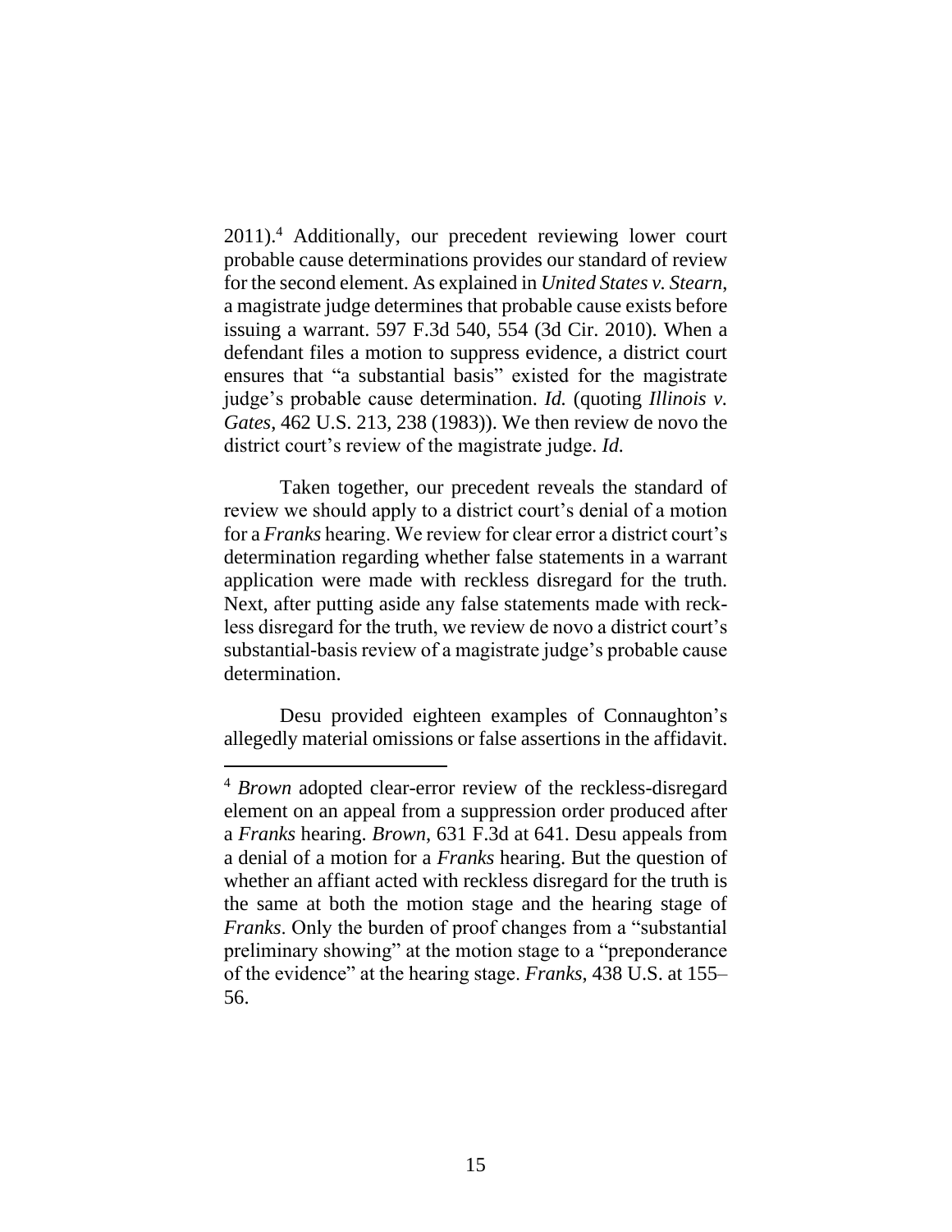2011).[4] Additionally, our precedent reviewing lower court probable cause determinations provides our standard of review for the second element. As explained in *United States v. Stearn*, a magistrate judge determines that probable cause exists before issuing a warrant. 597 F.3d 540, 554 (3d Cir. 2010). When a defendant files a motion to suppress evidence, a district court ensures that "a substantial basis" existed for the magistrate judge's probable cause determination. *Id.* (quoting *Illinois v. Gates*, 462 U.S. 213, 238 (1983)). We then review de novo the district court's review of the magistrate judge. *Id.*

Taken together, our precedent reveals the standard of review we should apply to a district court's denial of a motion for a *Franks* hearing. We review for clear error a district court's determination regarding whether false statements in a warrant application were made with reckless disregard for the truth. Next, after putting aside any false statements made with reckless disregard for the truth, we review de novo a district court's substantial-basis review of a magistrate judge's probable cause determination.

Desu provided eighteen examples of Connaughton's allegedly material omissions or false assertions in the affidavit.

---

[4] *Brown* adopted clear-error review of the reckless-disregard element on an appeal from a suppression order produced after a *Franks* hearing. *Brown*, 631 F.3d at 641. Desu appeals from a denial of a motion for a *Franks* hearing. But the question of whether an affiant acted with reckless disregard for the truth is the same at both the motion stage and the hearing stage of *Franks*. Only the burden of proof changes from a "substantial preliminary showing" at the motion stage to a "preponderance of the evidence" at the hearing stage. *Franks*, 438 U.S. at 155–56.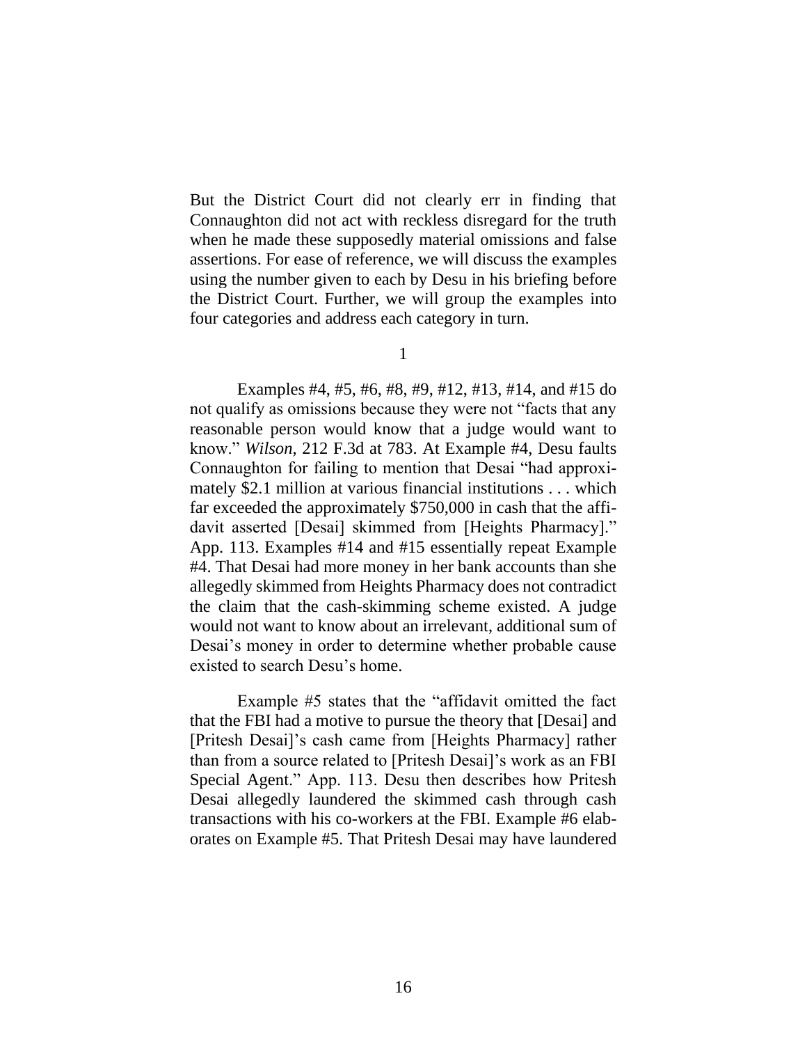But the District Court did not clearly err in finding that Connaughton did not act with reckless disregard for the truth when he made these supposedly material omissions and false assertions. For ease of reference, we will discuss the examples using the number given to each by Desu in his briefing before the District Court. Further, we will group the examples into four categories and address each category in turn.

1

Examples #4, #5, #6, #8, #9, #12, #13, #14, and #15 do not qualify as omissions because they were not "facts that any reasonable person would know that a judge would want to know." *Wilson*, 212 F.3d at 783. At Example #4, Desu faults Connaughton for failing to mention that Desai "had approximately $2.1 million at various financial institutions . . . which far exceeded the approximately $750,000 in cash that the affidavit asserted [Desai] skimmed from [Heights Pharmacy]." App. 113. Examples #14 and #15 essentially repeat Example #4. That Desai had more money in her bank accounts than she allegedly skimmed from Heights Pharmacy does not contradict the claim that the cash-skimming scheme existed. A judge would not want to know about an irrelevant, additional sum of Desai's money in order to determine whether probable cause existed to search Desu's home.

Example #5 states that the "affidavit omitted the fact that the FBI had a motive to pursue the theory that [Desai] and [Pritesh Desai]'s cash came from [Heights Pharmacy] rather than from a source related to [Pritesh Desai]'s work as an FBI Special Agent." App. 113. Desu then describes how Pritesh Desai allegedly laundered the skimmed cash through cash transactions with his co-workers at the FBI. Example #6 elaborates on Example #5. That Pritesh Desai may have laundered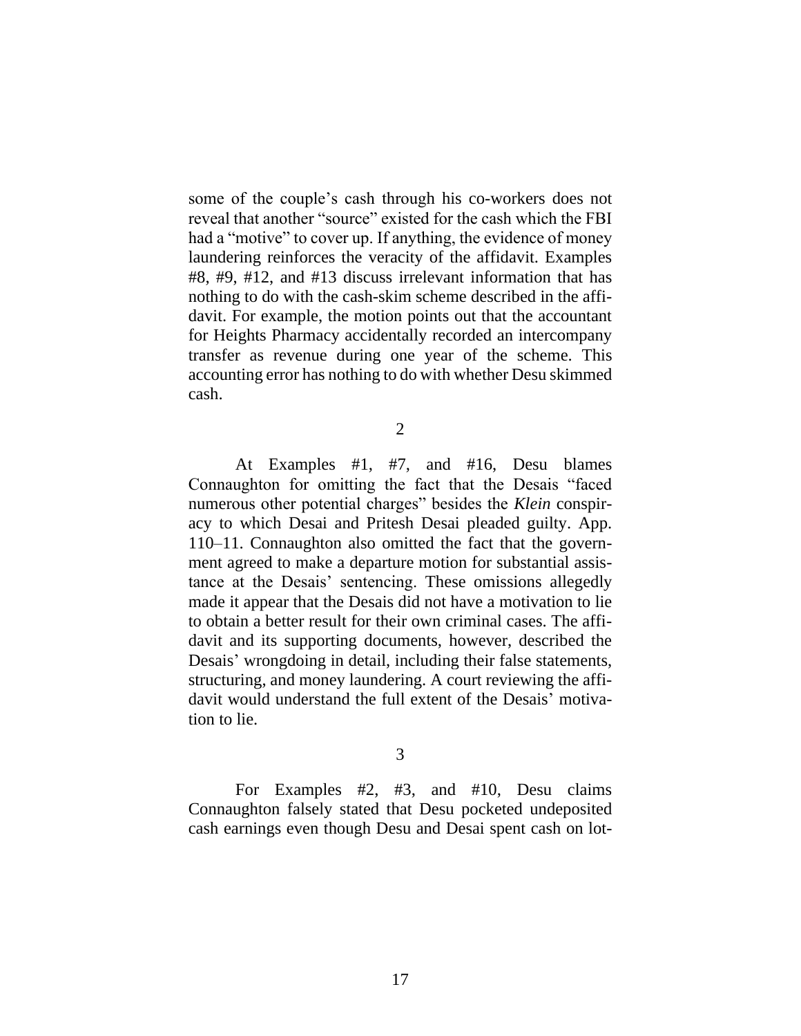some of the couple's cash through his co-workers does not reveal that another "source" existed for the cash which the FBI had a "motive" to cover up. If anything, the evidence of money laundering reinforces the veracity of the affidavit. Examples #8, #9, #12, and #13 discuss irrelevant information that has nothing to do with the cash-skim scheme described in the affidavit. For example, the motion points out that the accountant for Heights Pharmacy accidentally recorded an intercompany transfer as revenue during one year of the scheme. This accounting error has nothing to do with whether Desu skimmed cash.

2

At Examples #1, #7, and #16, Desu blames Connaughton for omitting the fact that the Desais "faced numerous other potential charges" besides the *Klein* conspiracy to which Desai and Pritesh Desai pleaded guilty. App. 110–11. Connaughton also omitted the fact that the government agreed to make a departure motion for substantial assistance at the Desais' sentencing. These omissions allegedly made it appear that the Desais did not have a motivation to lie to obtain a better result for their own criminal cases. The affidavit and its supporting documents, however, described the Desais' wrongdoing in detail, including their false statements, structuring, and money laundering. A court reviewing the affidavit would understand the full extent of the Desais' motivation to lie.

3

For Examples #2, #3, and #10, Desu claims Connaughton falsely stated that Desu pocketed undeposited cash earnings even though Desu and Desai spent cash on lot-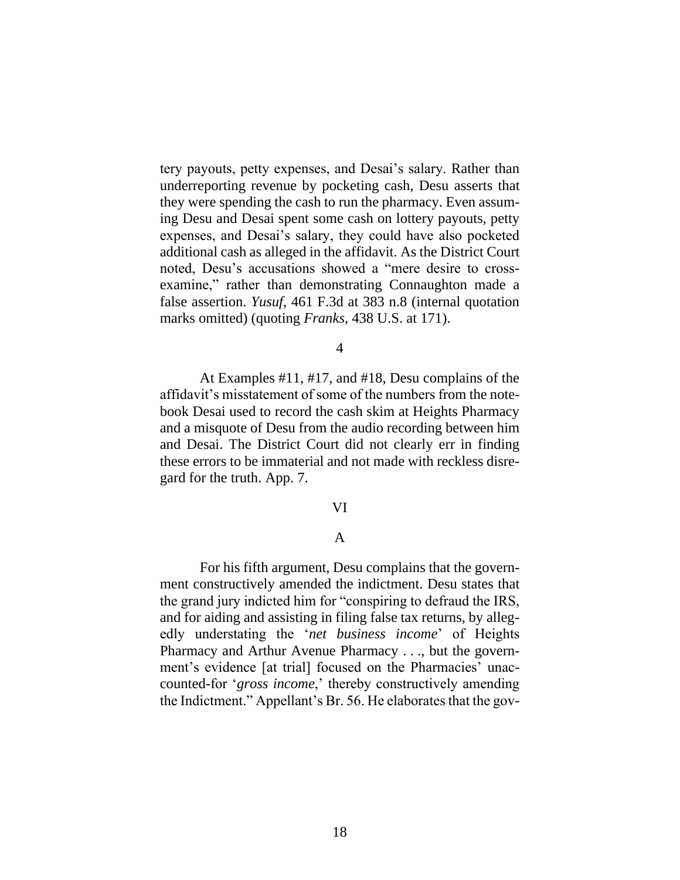tery payouts, petty expenses, and Desai's salary. Rather than underreporting revenue by pocketing cash, Desu asserts that they were spending the cash to run the pharmacy. Even assuming Desu and Desai spent some cash on lottery payouts, petty expenses, and Desai's salary, they could have also pocketed additional cash as alleged in the affidavit. As the District Court noted, Desu's accusations showed a "mere desire to cross-examine," rather than demonstrating Connaughton made a false assertion. *Yusuf*, 461 F.3d at 383 n.8 (internal quotation marks omitted) (quoting *Franks*, 438 U.S. at 171).

4

At Examples #11, #17, and #18, Desu complains of the affidavit's misstatement of some of the numbers from the notebook Desai used to record the cash skim at Heights Pharmacy and a misquote of Desu from the audio recording between him and Desai. The District Court did not clearly err in finding these errors to be immaterial and not made with reckless disregard for the truth. App. 7.

VI

A

For his fifth argument, Desu complains that the government constructively amended the indictment. Desu states that the grand jury indicted him for "conspiring to defraud the IRS, and for aiding and assisting in filing false tax returns, by allegedly understating the '*net business income*' of Heights Pharmacy and Arthur Avenue Pharmacy . . ., but the government's evidence [at trial] focused on the Pharmacies' unaccounted-for '*gross income*,' thereby constructively amending the Indictment." Appellant's Br. 56. He elaborates that the gov-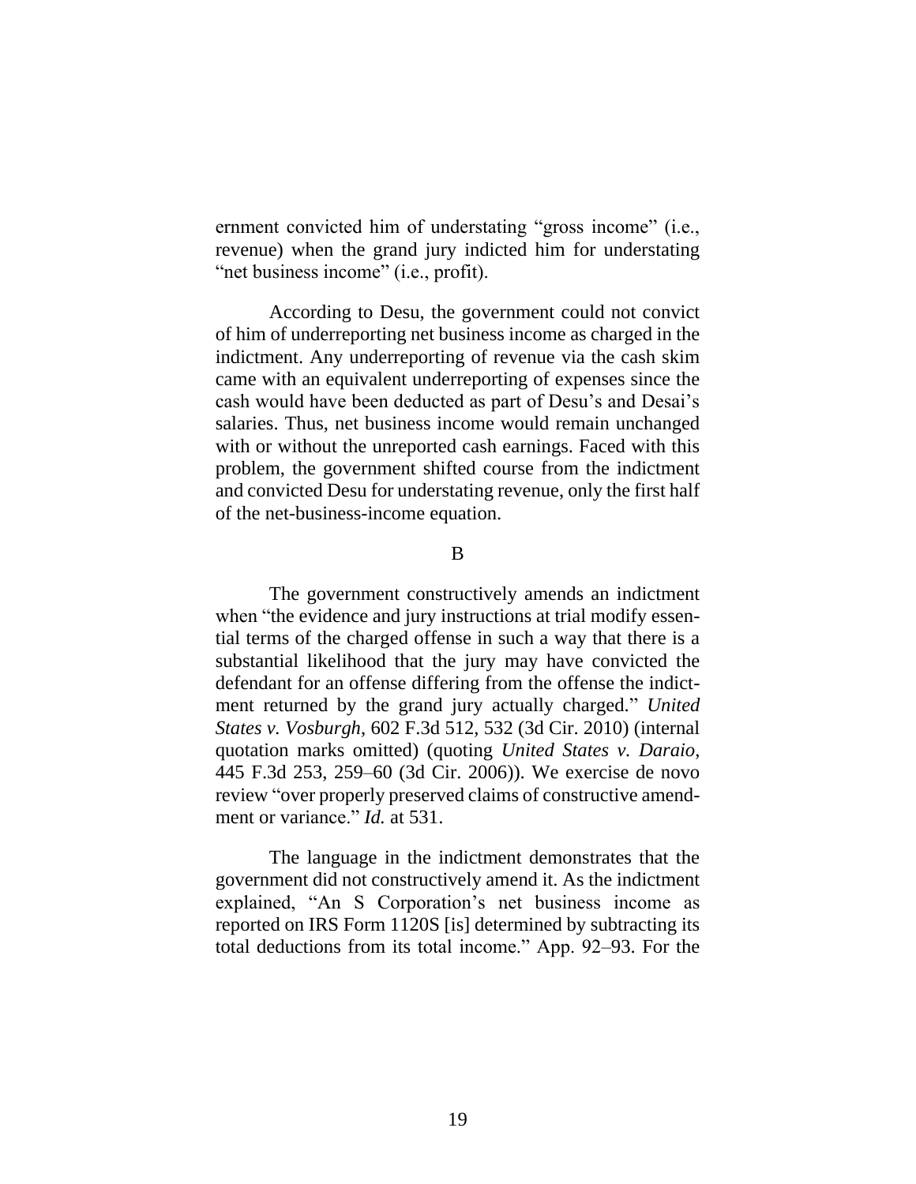ernment convicted him of understating "gross income" (i.e., revenue) when the grand jury indicted him for understating "net business income" (i.e., profit).

According to Desu, the government could not convict of him of underreporting net business income as charged in the indictment. Any underreporting of revenue via the cash skim came with an equivalent underreporting of expenses since the cash would have been deducted as part of Desu's and Desai's salaries. Thus, net business income would remain unchanged with or without the unreported cash earnings. Faced with this problem, the government shifted course from the indictment and convicted Desu for understating revenue, only the first half of the net-business-income equation.

B

The government constructively amends an indictment when "the evidence and jury instructions at trial modify essential terms of the charged offense in such a way that there is a substantial likelihood that the jury may have convicted the defendant for an offense differing from the offense the indictment returned by the grand jury actually charged." *United States v. Vosburgh*, 602 F.3d 512, 532 (3d Cir. 2010) (internal quotation marks omitted) (quoting *United States v. Daraio*, 445 F.3d 253, 259–60 (3d Cir. 2006)). We exercise de novo review "over properly preserved claims of constructive amendment or variance." *Id.* at 531.

The language in the indictment demonstrates that the government did not constructively amend it. As the indictment explained, "An S Corporation's net business income as reported on IRS Form 1120S [is] determined by subtracting its total deductions from its total income." App. 92–93. For the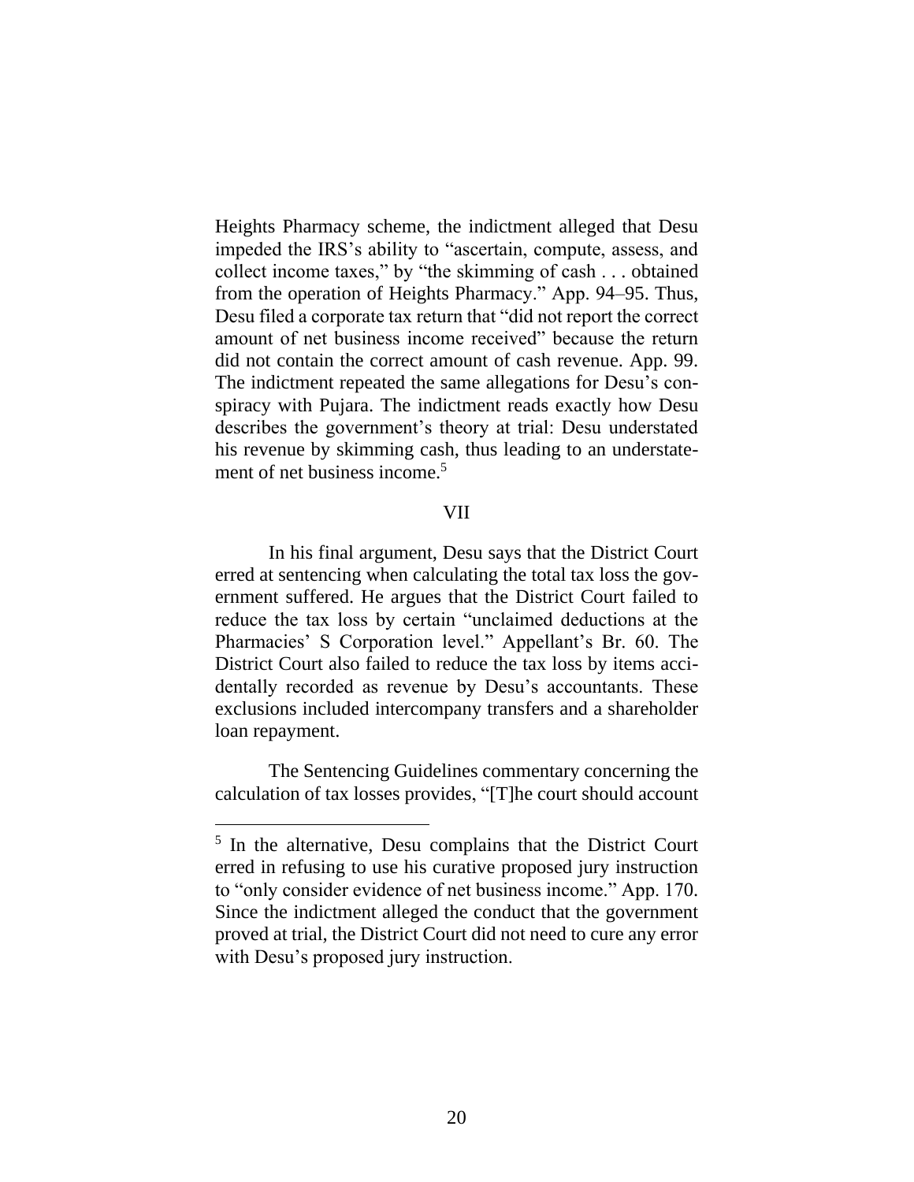Heights Pharmacy scheme, the indictment alleged that Desu impeded the IRS's ability to "ascertain, compute, assess, and collect income taxes," by "the skimming of cash . . . obtained from the operation of Heights Pharmacy." App. 94–95. Thus, Desu filed a corporate tax return that "did not report the correct amount of net business income received" because the return did not contain the correct amount of cash revenue. App. 99. The indictment repeated the same allegations for Desu's conspiracy with Pujara. The indictment reads exactly how Desu describes the government's theory at trial: Desu understated his revenue by skimming cash, thus leading to an understatement of net business income.[5]

## VII

In his final argument, Desu says that the District Court erred at sentencing when calculating the total tax loss the government suffered. He argues that the District Court failed to reduce the tax loss by certain "unclaimed deductions at the Pharmacies' S Corporation level." Appellant's Br. 60. The District Court also failed to reduce the tax loss by items accidentally recorded as revenue by Desu's accountants. These exclusions included intercompany transfers and a shareholder loan repayment.

The Sentencing Guidelines commentary concerning the calculation of tax losses provides, "[T]he court should account

---

[5] In the alternative, Desu complains that the District Court erred in refusing to use his curative proposed jury instruction to "only consider evidence of net business income." App. 170. Since the indictment alleged the conduct that the government proved at trial, the District Court did not need to cure any error with Desu's proposed jury instruction.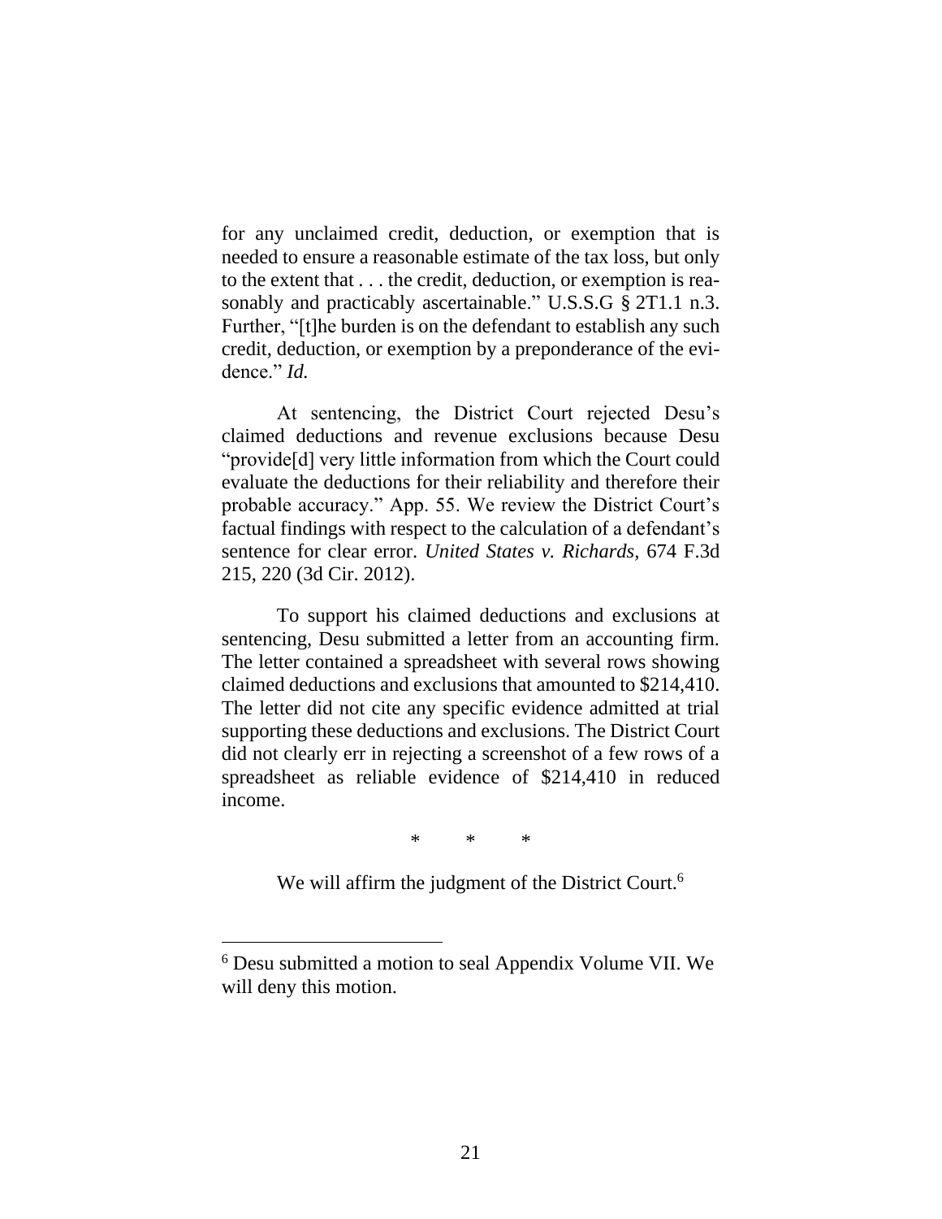for any unclaimed credit, deduction, or exemption that is needed to ensure a reasonable estimate of the tax loss, but only to the extent that . . . the credit, deduction, or exemption is reasonably and practicably ascertainable." U.S.S.G § 2T1.1 n.3. Further, "[t]he burden is on the defendant to establish any such credit, deduction, or exemption by a preponderance of the evidence." *Id.*

At sentencing, the District Court rejected Desu's claimed deductions and revenue exclusions because Desu "provide[d] very little information from which the Court could evaluate the deductions for their reliability and therefore their probable accuracy." App. 55. We review the District Court's factual findings with respect to the calculation of a defendant's sentence for clear error. *United States v. Richards*, 674 F.3d 215, 220 (3d Cir. 2012).

To support his claimed deductions and exclusions at sentencing, Desu submitted a letter from an accounting firm. The letter contained a spreadsheet with several rows showing claimed deductions and exclusions that amounted to $214,410. The letter did not cite any specific evidence admitted at trial supporting these deductions and exclusions. The District Court did not clearly err in rejecting a screenshot of a few rows of a spreadsheet as reliable evidence of $214,410 in reduced income.

\* \* \*

We will affirm the judgment of the District Court.[6]

[6] Desu submitted a motion to seal Appendix Volume VII. We will deny this motion.